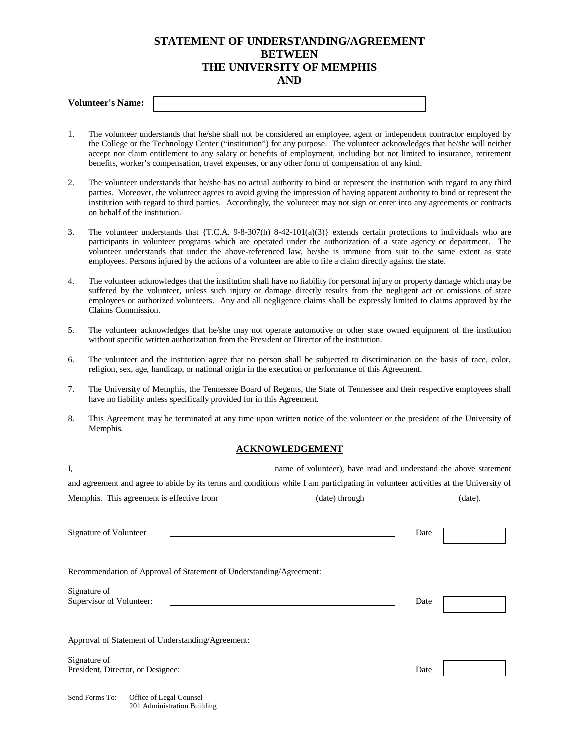# STATEMENT OF UNDERSTANDING/AGREEMENT BETWEEN THE UNIVERSITY OF MEMPHIS AND

**Volunteer's Name:** ______________________________

1. The volunteer understands that he/she shall not be considered an employee, agent or independent contractor employed by the College or the Technology Center ("institution") for any purpose. The volunteer acknowledges that he/she will neither accept nor claim entitlement to any salary or benefits of employment, including but not limited to insurance, retirement benefits, worker's compensation, travel expenses, or any other form of compensation of any kind.

2. The volunteer understands that he/she has no actual authority to bind or represent the institution with regard to any third parties. Moreover, the volunteer agrees to avoid giving the impression of having apparent authority to bind or represent the institution with regard to third parties. Accordingly, the volunteer may not sign or enter into any agreements or contracts on behalf of the institution.

3. The volunteer understands that {T.C.A. 9-8-307(h) 8-42-101(a)(3)} extends certain protections to individuals who are participants in volunteer programs which are operated under the authorization of a state agency or department. The volunteer understands that under the above-referenced law, he/she is immune from suit to the same extent as state employees. Persons injured by the actions of a volunteer are able to file a claim directly against the state.

4. The volunteer acknowledges that the institution shall have no liability for personal injury or property damage which may be suffered by the volunteer, unless such injury or damage directly results from the negligent act or omissions of state employees or authorized volunteers. Any and all negligence claims shall be expressly limited to claims approved by the Claims Commission.

5. The volunteer acknowledges that he/she may not operate automotive or other state owned equipment of the institution without specific written authorization from the President or Director of the institution.

6. The volunteer and the institution agree that no person shall be subjected to discrimination on the basis of race, color, religion, sex, age, handicap, or national origin in the execution or performance of this Agreement.

7. The University of Memphis, the Tennessee Board of Regents, the State of Tennessee and their respective employees shall have no liability unless specifically provided for in this Agreement.

8. This Agreement may be terminated at any time upon written notice of the volunteer or the president of the University of Memphis.

## ACKNOWLEDGEMENT

I, ______________________________ name of volunteer), have read and understand the above statement and agreement and agree to abide by its terms and conditions while I am participating in volunteer activities at the University of Memphis. This agreement is effective from ____________ (date) through ____________ (date).

Signature of Volunteer ______________________________ Date ________

Recommendation of Approval of Statement of Understanding/Agreement:

Signature of Supervisor of Volunteer: ______________________________ Date ________

Approval of Statement of Understanding/Agreement:

Signature of President, Director, or Designee: ______________________________ Date ________

Send Forms To: Office of Legal Counsel
201 Administration Building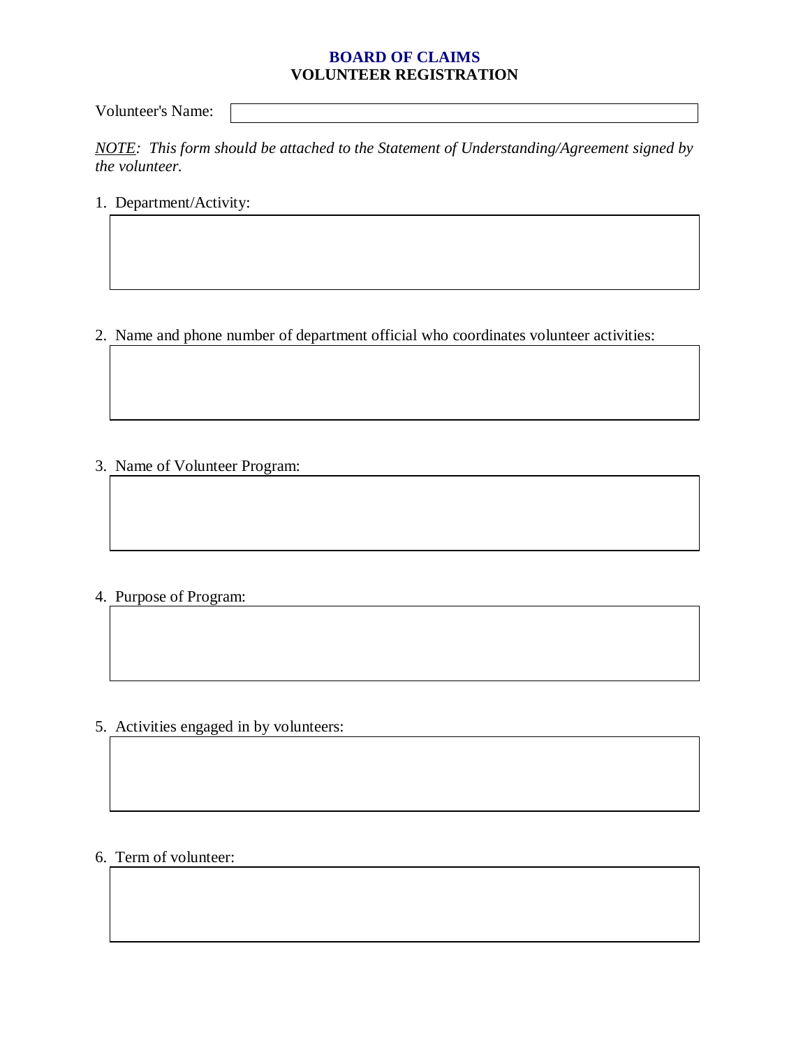# BOARD OF CLAIMS
## VOLUNTEER REGISTRATION

Volunteer's Name:

*<u>NOTE</u>: This form should be attached to the Statement of Understanding/Agreement signed by the volunteer.*

1. Department/Activity:

2. Name and phone number of department official who coordinates volunteer activities:

3. Name of Volunteer Program:

4. Purpose of Program:

5. Activities engaged in by volunteers:

6. Term of volunteer: